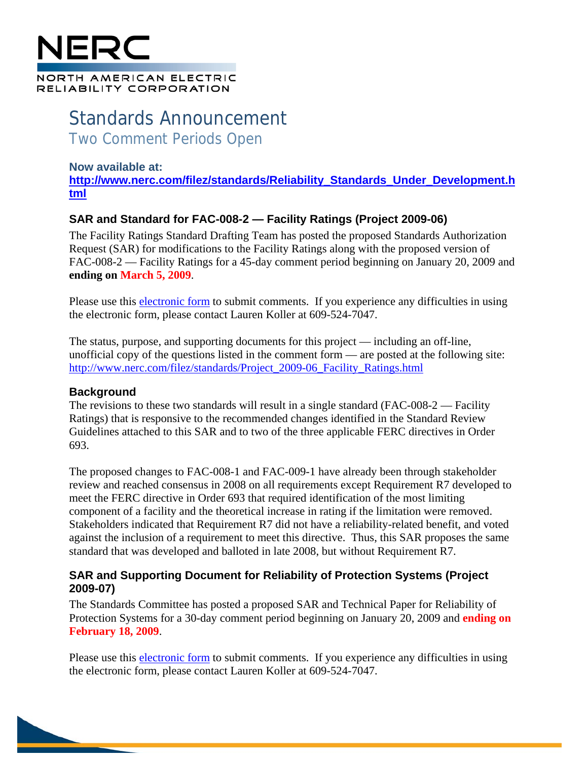NERC

NORTH AMERICAN ELECTRIC RELIABILITY CORPORATION

# Standards Announcement

## Two Comment Periods Open

**Now available at:**
**http://www.nerc.com/filez/standards/Reliability_Standards_Under_Development.html**

### SAR and Standard for FAC-008-2 — Facility Ratings (Project 2009-06)

The Facility Ratings Standard Drafting Team has posted the proposed Standards Authorization Request (SAR) for modifications to the Facility Ratings along with the proposed version of FAC-008-2 — Facility Ratings for a 45-day comment period beginning on January 20, 2009 and **ending on March 5, 2009**.

Please use this electronic form to submit comments. If you experience any difficulties in using the electronic form, please contact Lauren Koller at 609-524-7047.

The status, purpose, and supporting documents for this project — including an off-line, unofficial copy of the questions listed in the comment form — are posted at the following site: http://www.nerc.com/filez/standards/Project_2009-06_Facility_Ratings.html

### Background

The revisions to these two standards will result in a single standard (FAC-008-2 — Facility Ratings) that is responsive to the recommended changes identified in the Standard Review Guidelines attached to this SAR and to two of the three applicable FERC directives in Order 693.

The proposed changes to FAC-008-1 and FAC-009-1 have already been through stakeholder review and reached consensus in 2008 on all requirements except Requirement R7 developed to meet the FERC directive in Order 693 that required identification of the most limiting component of a facility and the theoretical increase in rating if the limitation were removed. Stakeholders indicated that Requirement R7 did not have a reliability-related benefit, and voted against the inclusion of a requirement to meet this directive. Thus, this SAR proposes the same standard that was developed and balloted in late 2008, but without Requirement R7.

### SAR and Supporting Document for Reliability of Protection Systems (Project 2009-07)

The Standards Committee has posted a proposed SAR and Technical Paper for Reliability of Protection Systems for a 30-day comment period beginning on January 20, 2009 and **ending on February 18, 2009**.

Please use this electronic form to submit comments. If you experience any difficulties in using the electronic form, please contact Lauren Koller at 609-524-7047.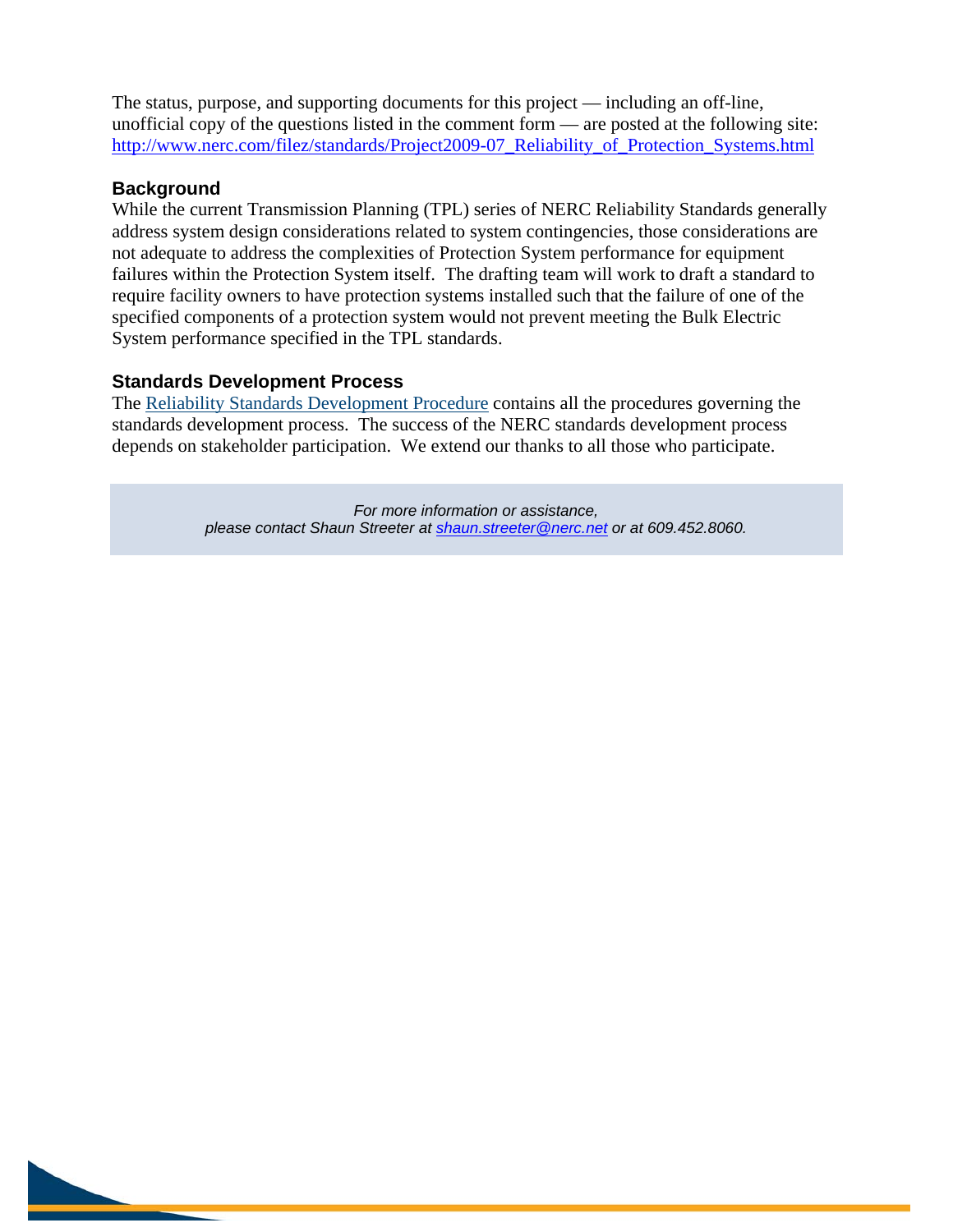The status, purpose, and supporting documents for this project — including an off-line, unofficial copy of the questions listed in the comment form — are posted at the following site: [http://www.nerc.com/filez/standards/Project2009-07_Reliability_of_Protection_Systems.html](http://www.nerc.com/filez/standards/Project2009-07_Reliability_of_Protection_Systems.html)

## Background

While the current Transmission Planning (TPL) series of NERC Reliability Standards generally address system design considerations related to system contingencies, those considerations are not adequate to address the complexities of Protection System performance for equipment failures within the Protection System itself. The drafting team will work to draft a standard to require facility owners to have protection systems installed such that the failure of one of the specified components of a protection system would not prevent meeting the Bulk Electric System performance specified in the TPL standards.

## Standards Development Process

The Reliability Standards Development Procedure contains all the procedures governing the standards development process. The success of the NERC standards development process depends on stakeholder participation. We extend our thanks to all those who participate.

*For more information or assistance,*
*please contact Shaun Streeter at [shaun.streeter@nerc.net](mailto:shaun.streeter@nerc.net) or at 609.452.8060.*